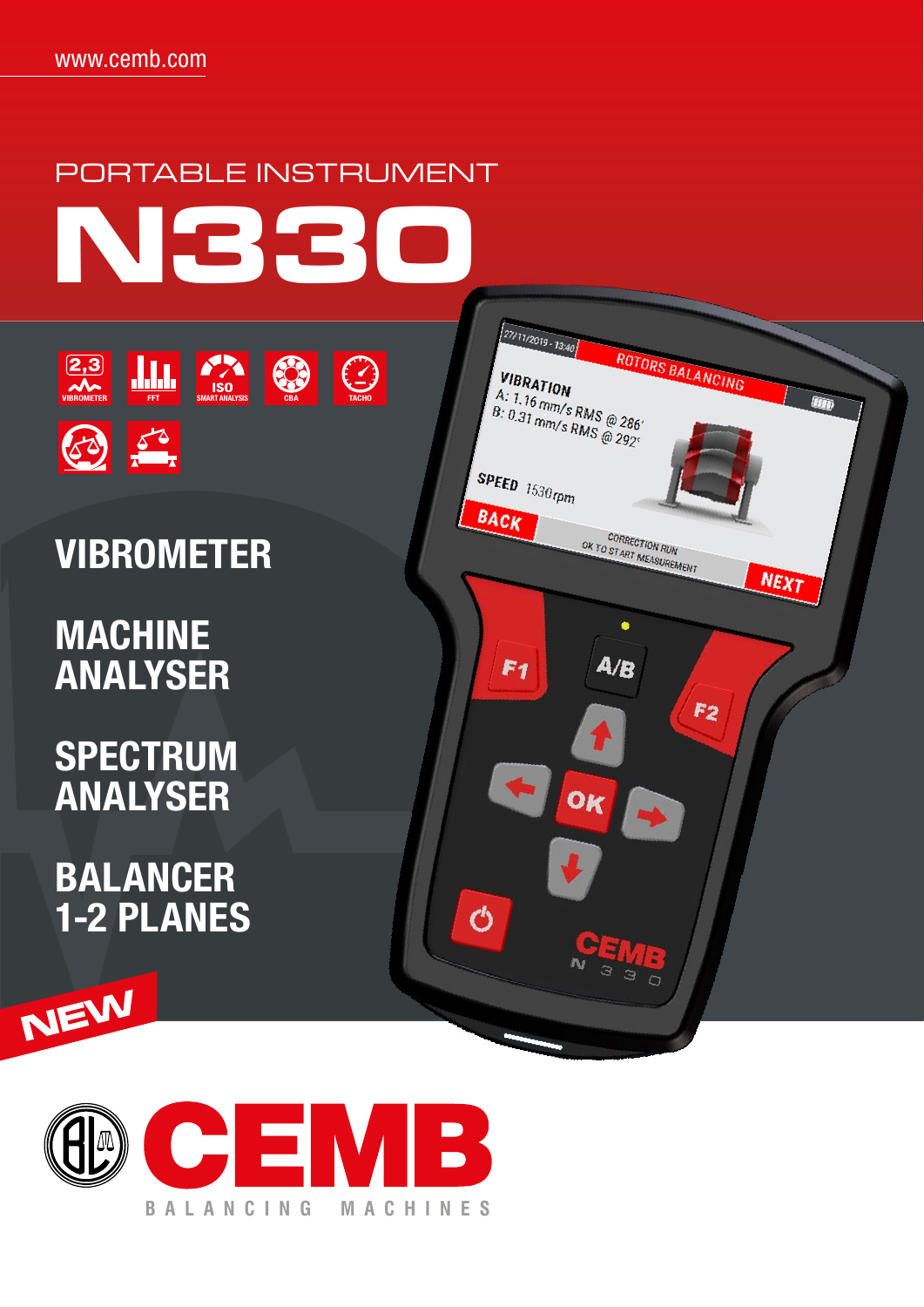www.cemb.com

PORTABLE INSTRUMENT

# N330

VIBROMETER · FFT · ISO SMART ANALYSIS · CBA · TACHO

## VIBROMETER

## MACHINE ANALYSER

## SPECTRUM ANALYSER

## BALANCER 1-2 PLANES

NEW

CEMB

BALANCING MACHINES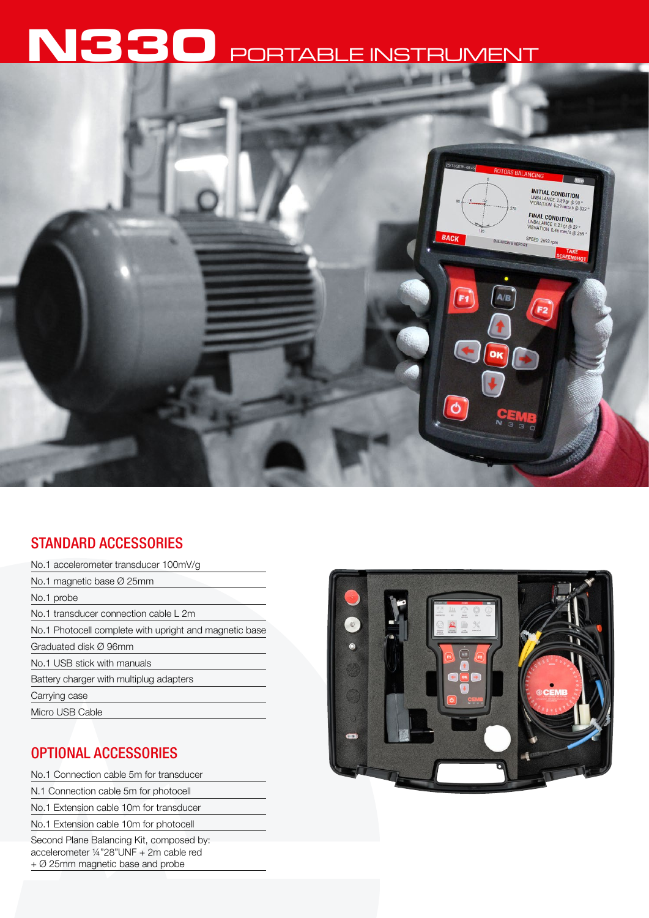# N330 PORTABLE INSTRUMENT

## STANDARD ACCESSORIES

- No.1 accelerometer transducer 100mV/g
- No.1 magnetic base Ø 25mm
- No.1 probe
- No.1 transducer connection cable L 2m
- No.1 Photocell complete with upright and magnetic base
- Graduated disk Ø 96mm
- No.1 USB stick with manuals
- Battery charger with multiplug adapters
- Carrying case
- Micro USB Cable

## OPTIONAL ACCESSORIES

- No.1 Connection cable 5m for transducer
- N.1 Connection cable 5m for photocell
- No.1 Extension cable 10m for transducer
- No.1 Extension cable 10m for photocell
- Second Plane Balancing Kit, composed by: accelerometer ¼"28"UNF + 2m cable red + Ø 25mm magnetic base and probe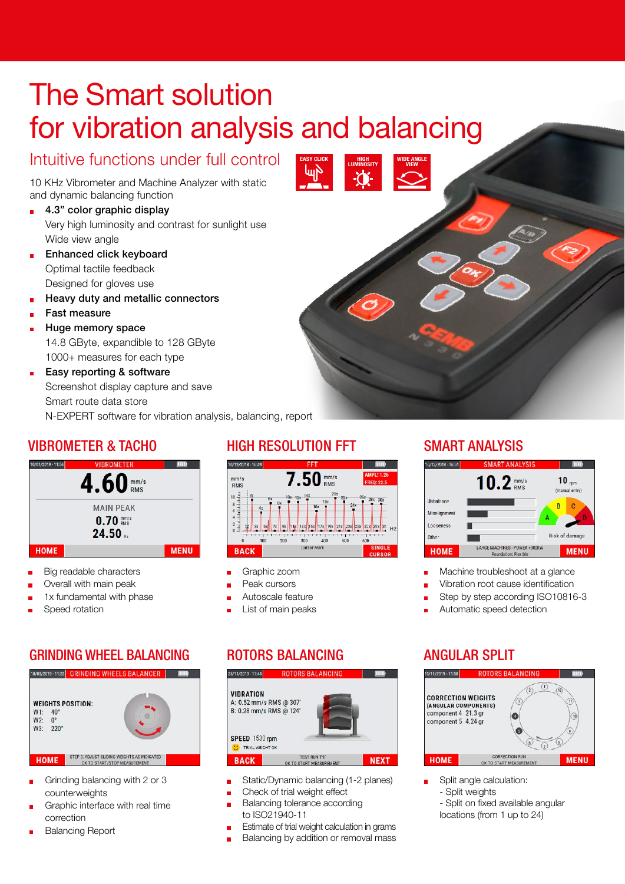# The Smart solution for vibration analysis and balancing

## Intuitive functions under full control

EASY CLICK | HIGH LUMINOSITY | WIDE ANGLE VIEW

10 KHz Vibrometer and Machine Analyzer with static and dynamic balancing function

- **4.3" color graphic display**
  Very high luminosity and contrast for sunlight use
  Wide view angle
- **Enhanced click keyboard**
  Optimal tactile feedback
  Designed for gloves use
- **Heavy duty and metallic connectors**
- **Fast measure**
- **Huge memory space**
  14.8 GByte, expandible to 128 GByte
  1000+ measures for each type
- **Easy reporting & software**
  Screenshot display capture and save
  Smart route data store
  N-EXPERT software for vibration analysis, balancing, report

## VIBROMETER & TACHO

- Big readable characters
- Overall with main peak
- 1x fundamental with phase
- Speed rotation

## HIGH RESOLUTION FFT

- Graphic zoom
- Peak cursors
- Autoscale feature
- List of main peaks

## SMART ANALYSIS

- Machine troubleshoot at a glance
- Vibration root cause identification
- Step by step according ISO10816-3
- Automatic speed detection

## GRINDING WHEEL BALANCING

- Grinding balancing with 2 or 3 counterweights
- Graphic interface with real time correction
- Balancing Report

## ROTORS BALANCING

- Static/Dynamic balancing (1-2 planes)
- Check of trial weight effect
- Balancing tolerance according to ISO21940-11
- Estimate of trial weight calculation in grams
- Balancing by addition or removal mass

## ANGULAR SPLIT

- Split angle calculation:
  - Split weights
  - Split on fixed available angular locations (from 1 up to 24)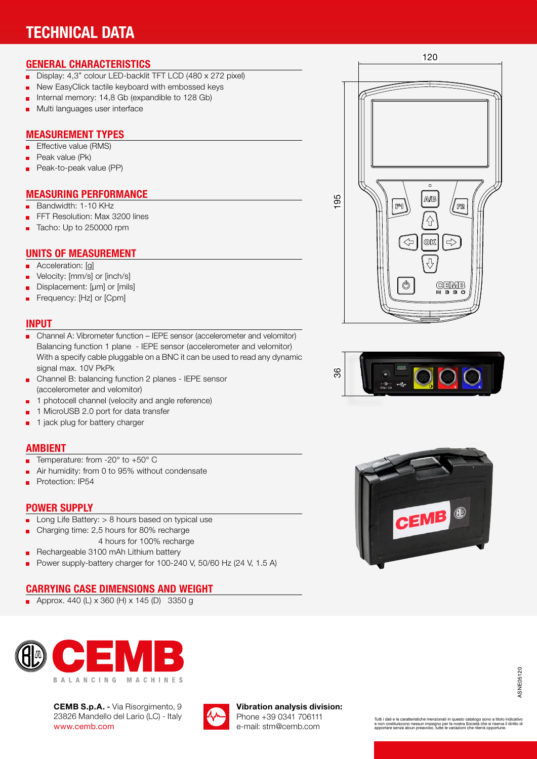# TECHNICAL DATA

## GENERAL CHARACTERISTICS

- Display: 4,3" colour LED-backlit TFT LCD (480 x 272 pixel)
- New EasyClick tactile keyboard with embossed keys
- Internal memory: 14,8 Gb (expandible to 128 Gb)
- Multi languages user interface

## MEASUREMENT TYPES

- Effective value (RMS)
- Peak value (Pk)
- Peak-to-peak value (PP)

## MEASURING PERFORMANCE

- Bandwidth: 1-10 KHz
- FFT Resolution: Max 3200 lines
- Tacho: Up to 250000 rpm

## UNITS OF MEASUREMENT

- Acceleration: [g]
- Velocity: [mm/s] or [inch/s]
- Displacement: [μm] or [mils]
- Frequency: [Hz] or [Cpm]

## INPUT

- Channel A: Vibrometer function – IEPE sensor (accelerometer and velomitor)
  Balancing function 1 plane - IEPE sensor (accelerometer and velomitor)
  With a specify cable pluggable on a BNC it can be used to read any dynamic signal max. 10V PkPk
- Channel B: balancing function 2 planes - IEPE sensor (accelerometer and velomitor)
- 1 photocell channel (velocity and angle reference)
- 1 MicroUSB 2.0 port for data transfer
- 1 jack plug for battery charger

## AMBIENT

- Temperature: from -20° to +50° C
- Air humidity: from 0 to 95% without condensate
- Protection: IP54

## POWER SUPPLY

- Long Life Battery: > 8 hours based on typical use
- Charging time: 2,5 hours for 80% recharge
  4 hours for 100% recharge
- Rechargeable 3100 mAh Lithium battery
- Power supply-battery charger for 100-240 V, 50/60 Hz (24 V, 1.5 A)

## CARRYING CASE DIMENSIONS AND WEIGHT

- Approx. 440 (L) x 360 (H) x 145 (D) 3350 g

120

195

36

CEMB BALANCING MACHINES

**CEMB S.p.A. -** Via Risorgimento, 9
23826 Mandello del Lario (LC) - Italy
www.cemb.com

**Vibration analysis division:**
Phone +39 0341 706111
e-mail: stm@cemb.com

Tutti i dati e le caratteristiche menzionati in questo catalogo sono a titolo indicativo e non costituiscono nessun impegno per la nostra Società che si riserva il diritto di apportare senza alcun preavviso, tutte le variazioni che riterrà opportune.

ASNE05120